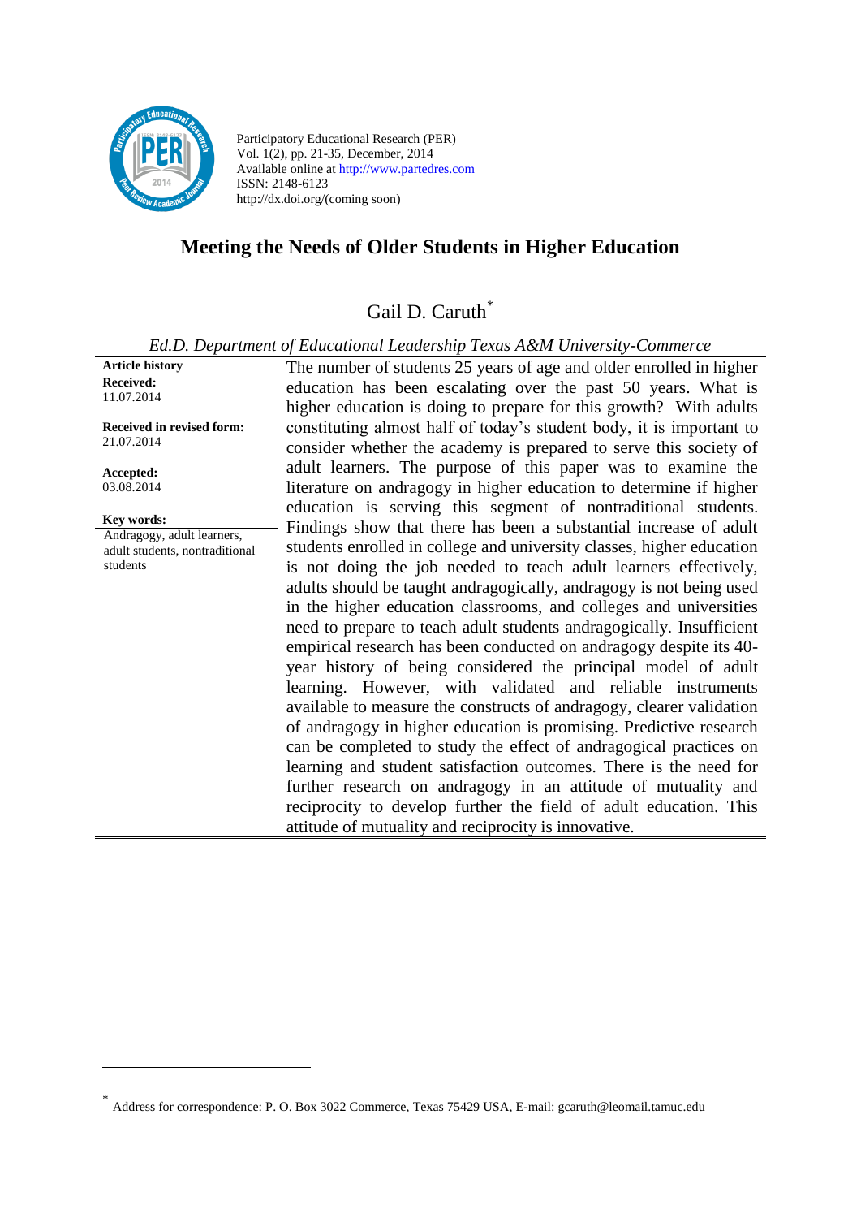Participatory Educational Research (PER)
Vol. 1(2), pp. 21-35, December, 2014
Available online at http://www.partedres.com
ISSN: 2148-6123
http://dx.doi.org/(coming soon)

# Meeting the Needs of Older Students in Higher Education

Gail D. Caruth*

*Ed.D. Department of Educational Leadership Texas A&M University-Commerce*

**Article history**

**Received:**
11.07.2014

**Received in revised form:**
21.07.2014

**Accepted:**
03.08.2014

**Key words:**
Andragogy, adult learners, adult students, nontraditional students

The number of students 25 years of age and older enrolled in higher education has been escalating over the past 50 years. What is higher education is doing to prepare for this growth? With adults constituting almost half of today's student body, it is important to consider whether the academy is prepared to serve this society of adult learners. The purpose of this paper was to examine the literature on andragogy in higher education to determine if higher education is serving this segment of nontraditional students. Findings show that there has been a substantial increase of adult students enrolled in college and university classes, higher education is not doing the job needed to teach adult learners effectively, adults should be taught andragogically, andragogy is not being used in the higher education classrooms, and colleges and universities need to prepare to teach adult students andragogically. Insufficient empirical research has been conducted on andragogy despite its 40-year history of being considered the principal model of adult learning. However, with validated and reliable instruments available to measure the constructs of andragogy, clearer validation of andragogy in higher education is promising. Predictive research can be completed to study the effect of andragogical practices on learning and student satisfaction outcomes. There is the need for further research on andragogy in an attitude of mutuality and reciprocity to develop further the field of adult education. This attitude of mutuality and reciprocity is innovative.

---

* Address for correspondence: P. O. Box 3022 Commerce, Texas 75429 USA, E-mail: gcaruth@leomail.tamuc.edu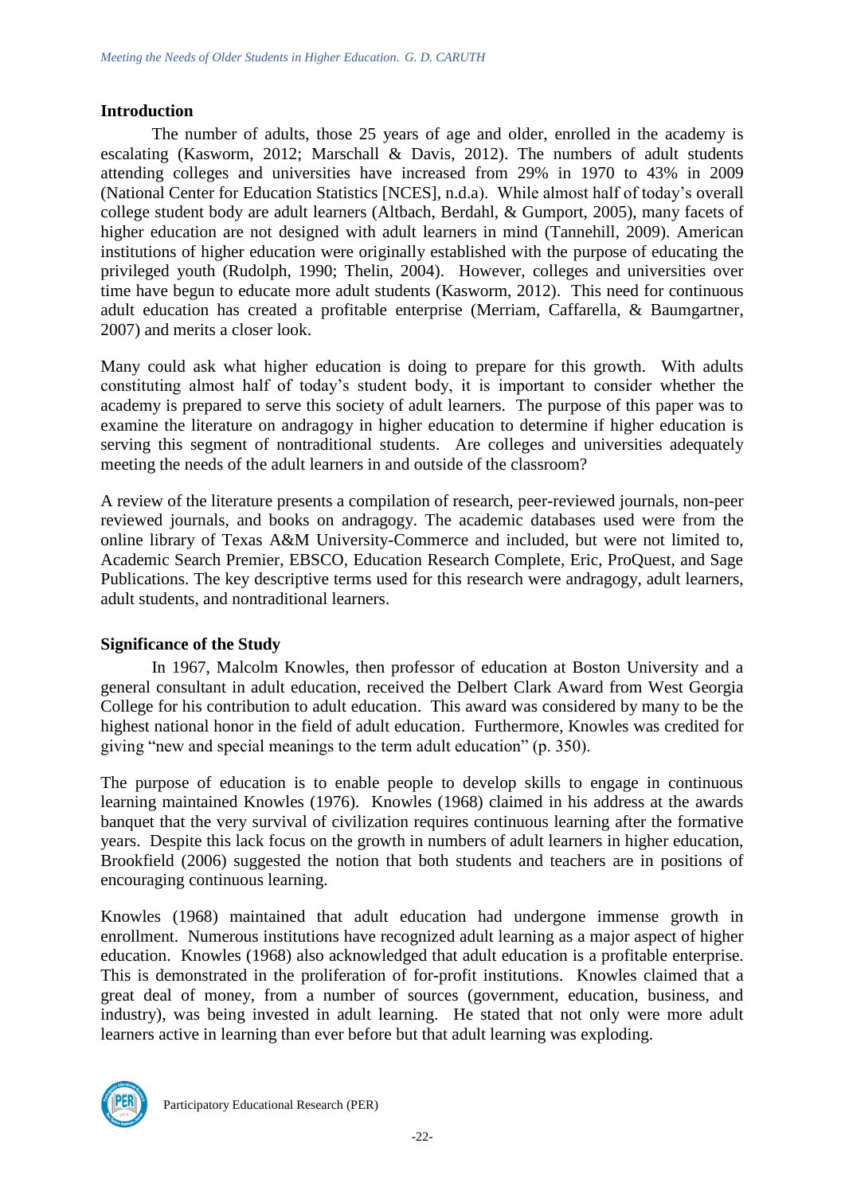## Introduction

The number of adults, those 25 years of age and older, enrolled in the academy is escalating (Kasworm, 2012; Marschall & Davis, 2012). The numbers of adult students attending colleges and universities have increased from 29% in 1970 to 43% in 2009 (National Center for Education Statistics [NCES], n.d.a). While almost half of today's overall college student body are adult learners (Altbach, Berdahl, & Gumport, 2005), many facets of higher education are not designed with adult learners in mind (Tannehill, 2009). American institutions of higher education were originally established with the purpose of educating the privileged youth (Rudolph, 1990; Thelin, 2004). However, colleges and universities over time have begun to educate more adult students (Kasworm, 2012). This need for continuous adult education has created a profitable enterprise (Merriam, Caffarella, & Baumgartner, 2007) and merits a closer look.

Many could ask what higher education is doing to prepare for this growth. With adults constituting almost half of today's student body, it is important to consider whether the academy is prepared to serve this society of adult learners. The purpose of this paper was to examine the literature on andragogy in higher education to determine if higher education is serving this segment of nontraditional students. Are colleges and universities adequately meeting the needs of the adult learners in and outside of the classroom?

A review of the literature presents a compilation of research, peer-reviewed journals, non-peer reviewed journals, and books on andragogy. The academic databases used were from the online library of Texas A&M University-Commerce and included, but were not limited to, Academic Search Premier, EBSCO, Education Research Complete, Eric, ProQuest, and Sage Publications. The key descriptive terms used for this research were andragogy, adult learners, adult students, and nontraditional learners.

## Significance of the Study

In 1967, Malcolm Knowles, then professor of education at Boston University and a general consultant in adult education, received the Delbert Clark Award from West Georgia College for his contribution to adult education. This award was considered by many to be the highest national honor in the field of adult education. Furthermore, Knowles was credited for giving "new and special meanings to the term adult education" (p. 350).

The purpose of education is to enable people to develop skills to engage in continuous learning maintained Knowles (1976). Knowles (1968) claimed in his address at the awards banquet that the very survival of civilization requires continuous learning after the formative years. Despite this lack focus on the growth in numbers of adult learners in higher education, Brookfield (2006) suggested the notion that both students and teachers are in positions of encouraging continuous learning.

Knowles (1968) maintained that adult education had undergone immense growth in enrollment. Numerous institutions have recognized adult learning as a major aspect of higher education. Knowles (1968) also acknowledged that adult education is a profitable enterprise. This is demonstrated in the proliferation of for-profit institutions. Knowles claimed that a great deal of money, from a number of sources (government, education, business, and industry), was being invested in adult learning. He stated that not only were more adult learners active in learning than ever before but that adult learning was exploding.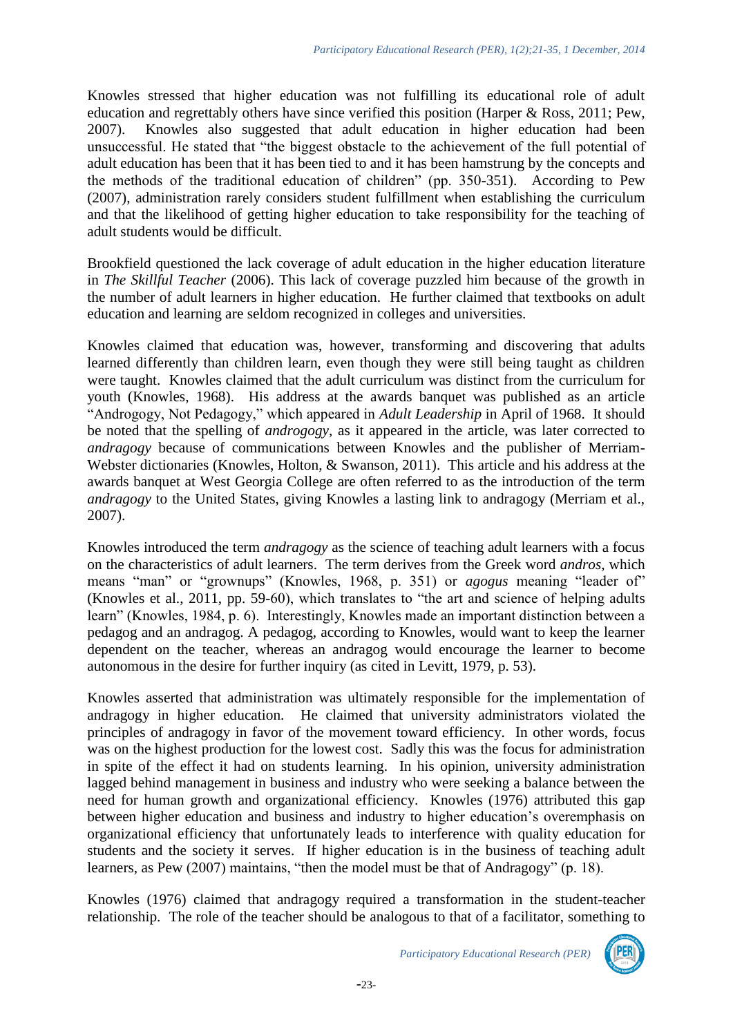Knowles stressed that higher education was not fulfilling its educational role of adult education and regrettably others have since verified this position (Harper & Ross, 2011; Pew, 2007). Knowles also suggested that adult education in higher education had been unsuccessful. He stated that "the biggest obstacle to the achievement of the full potential of adult education has been that it has been tied to and it has been hamstrung by the concepts and the methods of the traditional education of children" (pp. 350-351). According to Pew (2007), administration rarely considers student fulfillment when establishing the curriculum and that the likelihood of getting higher education to take responsibility for the teaching of adult students would be difficult.

Brookfield questioned the lack coverage of adult education in the higher education literature in *The Skillful Teacher* (2006). This lack of coverage puzzled him because of the growth in the number of adult learners in higher education. He further claimed that textbooks on adult education and learning are seldom recognized in colleges and universities.

Knowles claimed that education was, however, transforming and discovering that adults learned differently than children learn, even though they were still being taught as children were taught. Knowles claimed that the adult curriculum was distinct from the curriculum for youth (Knowles, 1968). His address at the awards banquet was published as an article "Androgogy, Not Pedagogy," which appeared in *Adult Leadership* in April of 1968. It should be noted that the spelling of *androgogy*, as it appeared in the article, was later corrected to *andragogy* because of communications between Knowles and the publisher of Merriam-Webster dictionaries (Knowles, Holton, & Swanson, 2011). This article and his address at the awards banquet at West Georgia College are often referred to as the introduction of the term *andragogy* to the United States, giving Knowles a lasting link to andragogy (Merriam et al., 2007).

Knowles introduced the term *andragogy* as the science of teaching adult learners with a focus on the characteristics of adult learners. The term derives from the Greek word *andros*, which means "man" or "grownups" (Knowles, 1968, p. 351) or *agogus* meaning "leader of" (Knowles et al., 2011, pp. 59-60), which translates to "the art and science of helping adults learn" (Knowles, 1984, p. 6). Interestingly, Knowles made an important distinction between a pedagog and an andragog. A pedagog, according to Knowles, would want to keep the learner dependent on the teacher, whereas an andragog would encourage the learner to become autonomous in the desire for further inquiry (as cited in Levitt, 1979, p. 53).

Knowles asserted that administration was ultimately responsible for the implementation of andragogy in higher education. He claimed that university administrators violated the principles of andragogy in favor of the movement toward efficiency. In other words, focus was on the highest production for the lowest cost. Sadly this was the focus for administration in spite of the effect it had on students learning. In his opinion, university administration lagged behind management in business and industry who were seeking a balance between the need for human growth and organizational efficiency. Knowles (1976) attributed this gap between higher education and business and industry to higher education's overemphasis on organizational efficiency that unfortunately leads to interference with quality education for students and the society it serves. If higher education is in the business of teaching adult learners, as Pew (2007) maintains, "then the model must be that of Andragogy" (p. 18).

Knowles (1976) claimed that andragogy required a transformation in the student-teacher relationship. The role of the teacher should be analogous to that of a facilitator, something to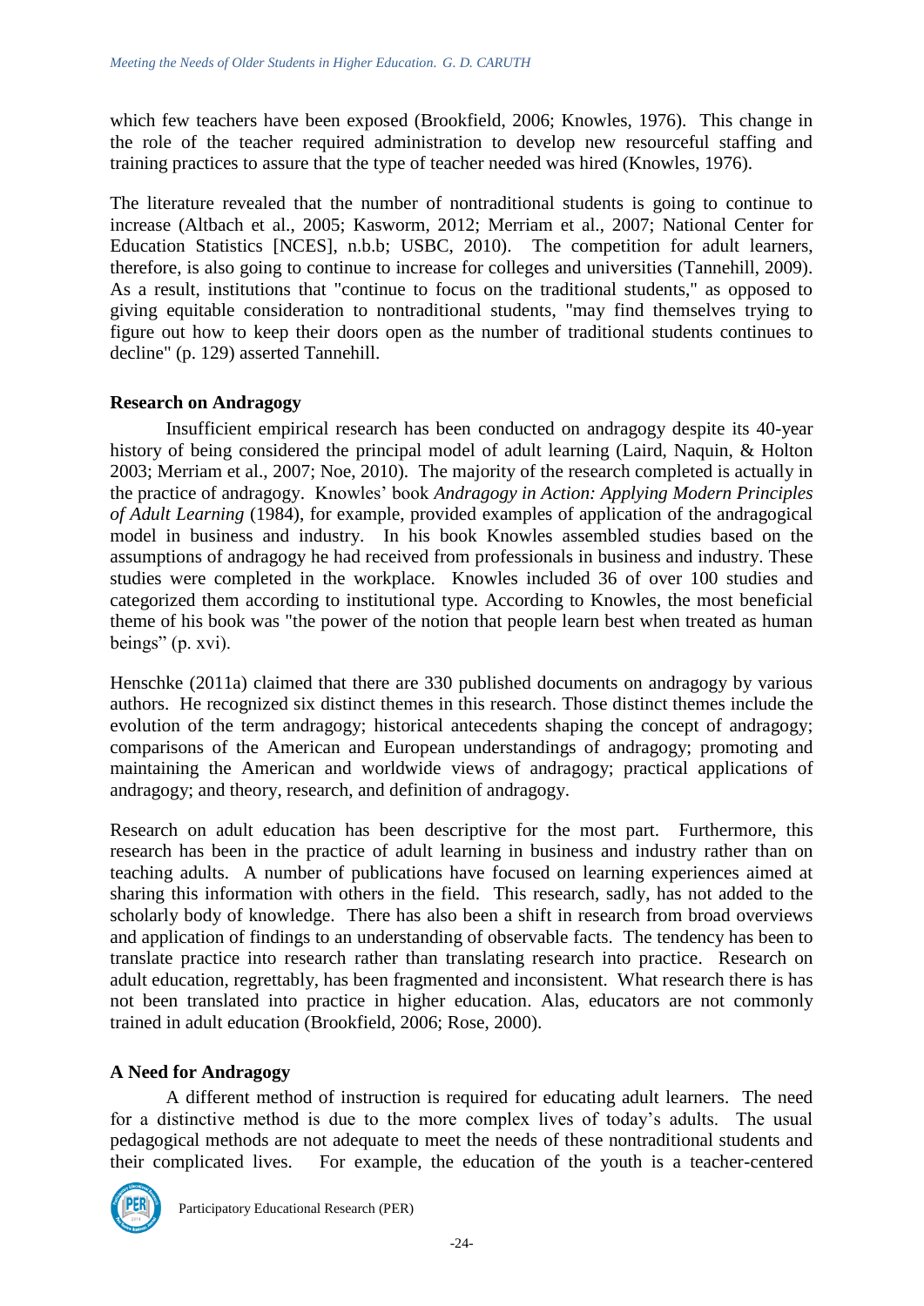which few teachers have been exposed (Brookfield, 2006; Knowles, 1976). This change in the role of the teacher required administration to develop new resourceful staffing and training practices to assure that the type of teacher needed was hired (Knowles, 1976).

The literature revealed that the number of nontraditional students is going to continue to increase (Altbach et al., 2005; Kasworm, 2012; Merriam et al., 2007; National Center for Education Statistics [NCES], n.b.b; USBC, 2010). The competition for adult learners, therefore, is also going to continue to increase for colleges and universities (Tannehill, 2009). As a result, institutions that "continue to focus on the traditional students," as opposed to giving equitable consideration to nontraditional students, "may find themselves trying to figure out how to keep their doors open as the number of traditional students continues to decline" (p. 129) asserted Tannehill.

**Research on Andragogy**

Insufficient empirical research has been conducted on andragogy despite its 40-year history of being considered the principal model of adult learning (Laird, Naquin, & Holton 2003; Merriam et al., 2007; Noe, 2010). The majority of the research completed is actually in the practice of andragogy. Knowles' book *Andragogy in Action: Applying Modern Principles of Adult Learning* (1984), for example, provided examples of application of the andragogical model in business and industry. In his book Knowles assembled studies based on the assumptions of andragogy he had received from professionals in business and industry. These studies were completed in the workplace. Knowles included 36 of over 100 studies and categorized them according to institutional type. According to Knowles, the most beneficial theme of his book was "the power of the notion that people learn best when treated as human beings" (p. xvi).

Henschke (2011a) claimed that there are 330 published documents on andragogy by various authors. He recognized six distinct themes in this research. Those distinct themes include the evolution of the term andragogy; historical antecedents shaping the concept of andragogy; comparisons of the American and European understandings of andragogy; promoting and maintaining the American and worldwide views of andragogy; practical applications of andragogy; and theory, research, and definition of andragogy.

Research on adult education has been descriptive for the most part. Furthermore, this research has been in the practice of adult learning in business and industry rather than on teaching adults. A number of publications have focused on learning experiences aimed at sharing this information with others in the field. This research, sadly, has not added to the scholarly body of knowledge. There has also been a shift in research from broad overviews and application of findings to an understanding of observable facts. The tendency has been to translate practice into research rather than translating research into practice. Research on adult education, regrettably, has been fragmented and inconsistent. What research there is has not been translated into practice in higher education. Alas, educators are not commonly trained in adult education (Brookfield, 2006; Rose, 2000).

**A Need for Andragogy**

A different method of instruction is required for educating adult learners. The need for a distinctive method is due to the more complex lives of today's adults. The usual pedagogical methods are not adequate to meet the needs of these nontraditional students and their complicated lives. For example, the education of the youth is a teacher-centered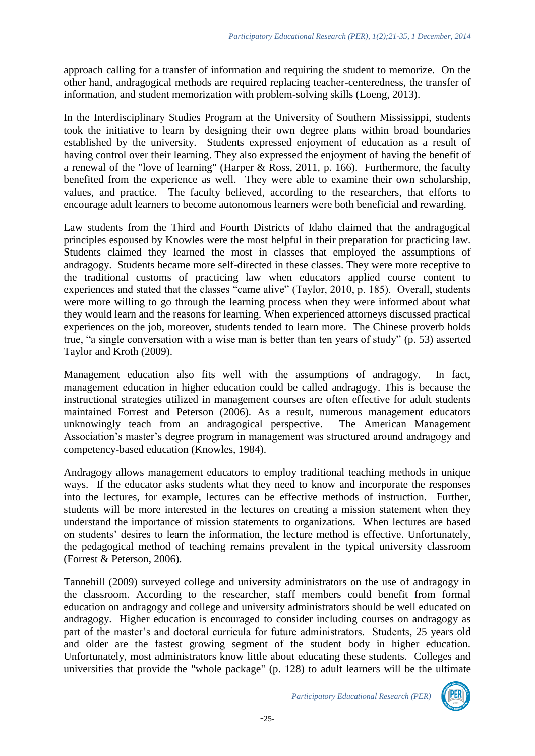approach calling for a transfer of information and requiring the student to memorize. On the other hand, andragogical methods are required replacing teacher-centeredness, the transfer of information, and student memorization with problem-solving skills (Loeng, 2013).

In the Interdisciplinary Studies Program at the University of Southern Mississippi, students took the initiative to learn by designing their own degree plans within broad boundaries established by the university. Students expressed enjoyment of education as a result of having control over their learning. They also expressed the enjoyment of having the benefit of a renewal of the "love of learning" (Harper & Ross, 2011, p. 166). Furthermore, the faculty benefited from the experience as well. They were able to examine their own scholarship, values, and practice. The faculty believed, according to the researchers, that efforts to encourage adult learners to become autonomous learners were both beneficial and rewarding.

Law students from the Third and Fourth Districts of Idaho claimed that the andragogical principles espoused by Knowles were the most helpful in their preparation for practicing law. Students claimed they learned the most in classes that employed the assumptions of andragogy. Students became more self-directed in these classes. They were more receptive to the traditional customs of practicing law when educators applied course content to experiences and stated that the classes "came alive" (Taylor, 2010, p. 185). Overall, students were more willing to go through the learning process when they were informed about what they would learn and the reasons for learning. When experienced attorneys discussed practical experiences on the job, moreover, students tended to learn more. The Chinese proverb holds true, "a single conversation with a wise man is better than ten years of study" (p. 53) asserted Taylor and Kroth (2009).

Management education also fits well with the assumptions of andragogy. In fact, management education in higher education could be called andragogy. This is because the instructional strategies utilized in management courses are often effective for adult students maintained Forrest and Peterson (2006). As a result, numerous management educators unknowingly teach from an andragogical perspective. The American Management Association's master's degree program in management was structured around andragogy and competency-based education (Knowles, 1984).

Andragogy allows management educators to employ traditional teaching methods in unique ways. If the educator asks students what they need to know and incorporate the responses into the lectures, for example, lectures can be effective methods of instruction. Further, students will be more interested in the lectures on creating a mission statement when they understand the importance of mission statements to organizations. When lectures are based on students' desires to learn the information, the lecture method is effective. Unfortunately, the pedagogical method of teaching remains prevalent in the typical university classroom (Forrest & Peterson, 2006).

Tannehill (2009) surveyed college and university administrators on the use of andragogy in the classroom. According to the researcher, staff members could benefit from formal education on andragogy and college and university administrators should be well educated on andragogy. Higher education is encouraged to consider including courses on andragogy as part of the master's and doctoral curricula for future administrators. Students, 25 years old and older are the fastest growing segment of the student body in higher education. Unfortunately, most administrators know little about educating these students. Colleges and universities that provide the "whole package" (p. 128) to adult learners will be the ultimate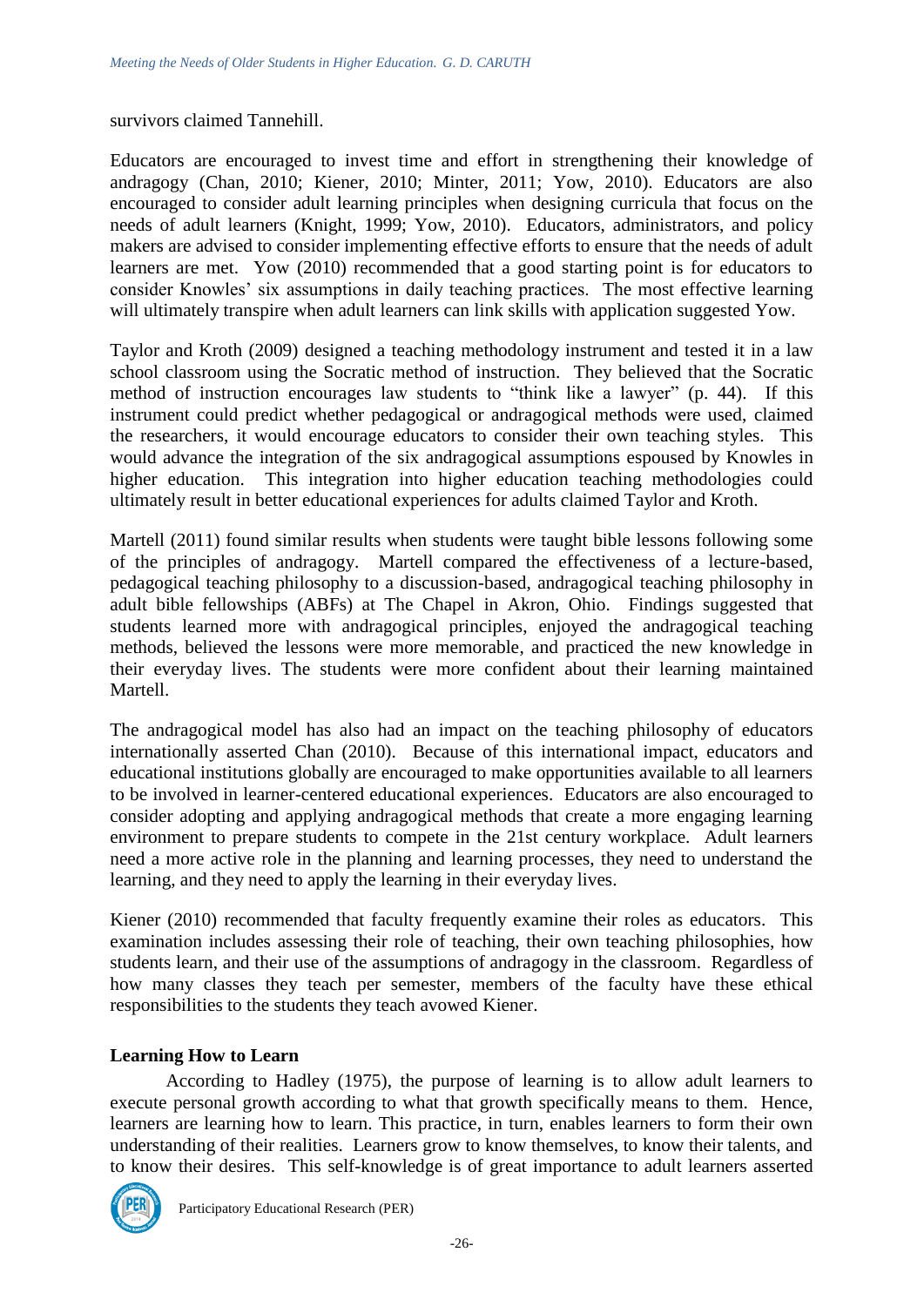survivors claimed Tannehill.

Educators are encouraged to invest time and effort in strengthening their knowledge of andragogy (Chan, 2010; Kiener, 2010; Minter, 2011; Yow, 2010). Educators are also encouraged to consider adult learning principles when designing curricula that focus on the needs of adult learners (Knight, 1999; Yow, 2010). Educators, administrators, and policy makers are advised to consider implementing effective efforts to ensure that the needs of adult learners are met. Yow (2010) recommended that a good starting point is for educators to consider Knowles' six assumptions in daily teaching practices. The most effective learning will ultimately transpire when adult learners can link skills with application suggested Yow.

Taylor and Kroth (2009) designed a teaching methodology instrument and tested it in a law school classroom using the Socratic method of instruction. They believed that the Socratic method of instruction encourages law students to "think like a lawyer" (p. 44). If this instrument could predict whether pedagogical or andragogical methods were used, claimed the researchers, it would encourage educators to consider their own teaching styles. This would advance the integration of the six andragogical assumptions espoused by Knowles in higher education. This integration into higher education teaching methodologies could ultimately result in better educational experiences for adults claimed Taylor and Kroth.

Martell (2011) found similar results when students were taught bible lessons following some of the principles of andragogy. Martell compared the effectiveness of a lecture-based, pedagogical teaching philosophy to a discussion-based, andragogical teaching philosophy in adult bible fellowships (ABFs) at The Chapel in Akron, Ohio. Findings suggested that students learned more with andragogical principles, enjoyed the andragogical teaching methods, believed the lessons were more memorable, and practiced the new knowledge in their everyday lives. The students were more confident about their learning maintained Martell.

The andragogical model has also had an impact on the teaching philosophy of educators internationally asserted Chan (2010). Because of this international impact, educators and educational institutions globally are encouraged to make opportunities available to all learners to be involved in learner-centered educational experiences. Educators are also encouraged to consider adopting and applying andragogical methods that create a more engaging learning environment to prepare students to compete in the 21st century workplace. Adult learners need a more active role in the planning and learning processes, they need to understand the learning, and they need to apply the learning in their everyday lives.

Kiener (2010) recommended that faculty frequently examine their roles as educators. This examination includes assessing their role of teaching, their own teaching philosophies, how students learn, and their use of the assumptions of andragogy in the classroom. Regardless of how many classes they teach per semester, members of the faculty have these ethical responsibilities to the students they teach avowed Kiener.

**Learning How to Learn**

According to Hadley (1975), the purpose of learning is to allow adult learners to execute personal growth according to what that growth specifically means to them. Hence, learners are learning how to learn. This practice, in turn, enables learners to form their own understanding of their realities. Learners grow to know themselves, to know their talents, and to know their desires. This self-knowledge is of great importance to adult learners asserted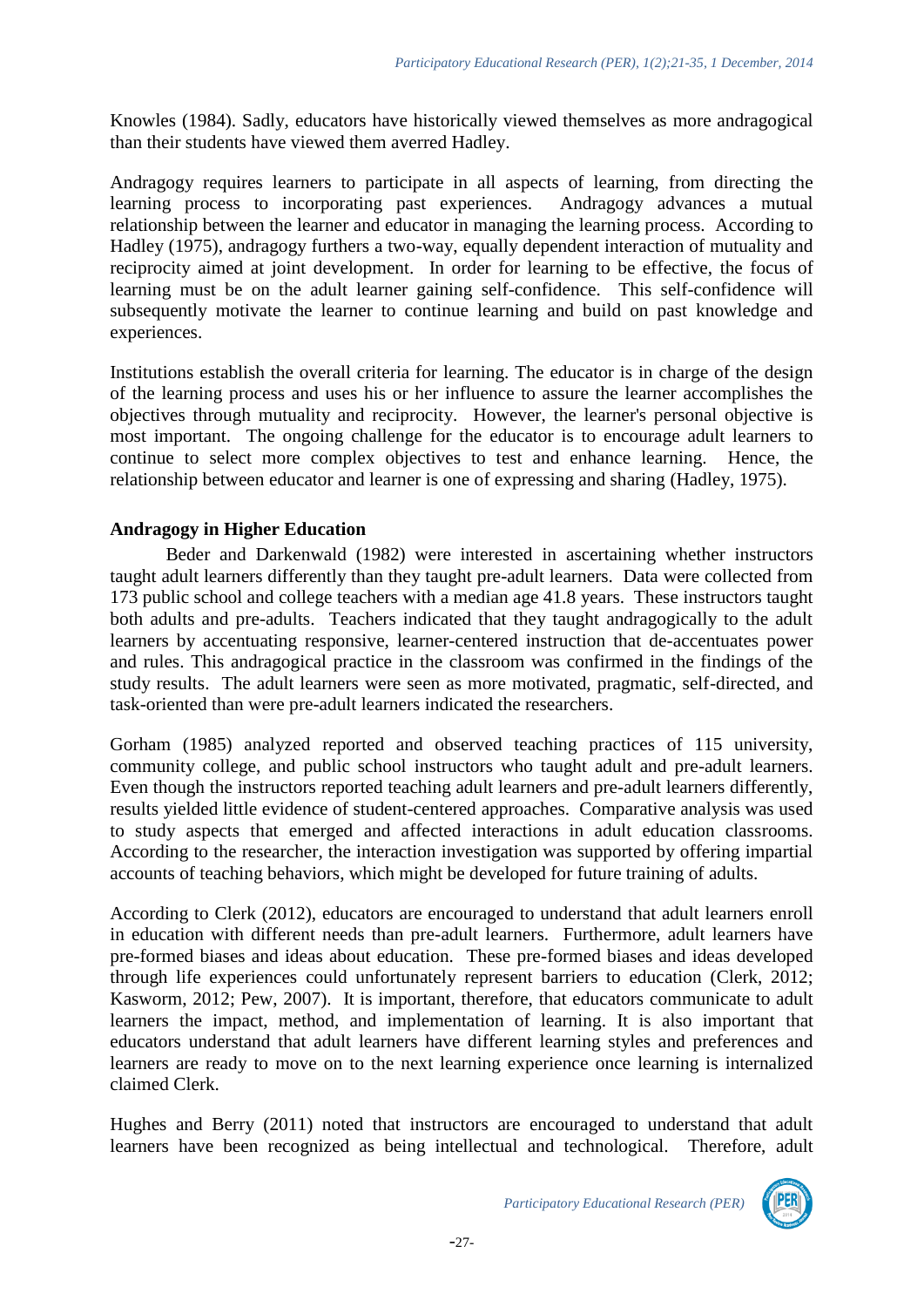Knowles (1984). Sadly, educators have historically viewed themselves as more andragogical than their students have viewed them averred Hadley.

Andragogy requires learners to participate in all aspects of learning, from directing the learning process to incorporating past experiences. Andragogy advances a mutual relationship between the learner and educator in managing the learning process. According to Hadley (1975), andragogy furthers a two-way, equally dependent interaction of mutuality and reciprocity aimed at joint development. In order for learning to be effective, the focus of learning must be on the adult learner gaining self-confidence. This self-confidence will subsequently motivate the learner to continue learning and build on past knowledge and experiences.

Institutions establish the overall criteria for learning. The educator is in charge of the design of the learning process and uses his or her influence to assure the learner accomplishes the objectives through mutuality and reciprocity. However, the learner's personal objective is most important. The ongoing challenge for the educator is to encourage adult learners to continue to select more complex objectives to test and enhance learning. Hence, the relationship between educator and learner is one of expressing and sharing (Hadley, 1975).

**Andragogy in Higher Education**

Beder and Darkenwald (1982) were interested in ascertaining whether instructors taught adult learners differently than they taught pre-adult learners. Data were collected from 173 public school and college teachers with a median age 41.8 years. These instructors taught both adults and pre-adults. Teachers indicated that they taught andragogically to the adult learners by accentuating responsive, learner-centered instruction that de-accentuates power and rules. This andragogical practice in the classroom was confirmed in the findings of the study results. The adult learners were seen as more motivated, pragmatic, self-directed, and task-oriented than were pre-adult learners indicated the researchers.

Gorham (1985) analyzed reported and observed teaching practices of 115 university, community college, and public school instructors who taught adult and pre-adult learners. Even though the instructors reported teaching adult learners and pre-adult learners differently, results yielded little evidence of student-centered approaches. Comparative analysis was used to study aspects that emerged and affected interactions in adult education classrooms. According to the researcher, the interaction investigation was supported by offering impartial accounts of teaching behaviors, which might be developed for future training of adults.

According to Clerk (2012), educators are encouraged to understand that adult learners enroll in education with different needs than pre-adult learners. Furthermore, adult learners have pre-formed biases and ideas about education. These pre-formed biases and ideas developed through life experiences could unfortunately represent barriers to education (Clerk, 2012; Kasworm, 2012; Pew, 2007). It is important, therefore, that educators communicate to adult learners the impact, method, and implementation of learning. It is also important that educators understand that adult learners have different learning styles and preferences and learners are ready to move on to the next learning experience once learning is internalized claimed Clerk.

Hughes and Berry (2011) noted that instructors are encouraged to understand that adult learners have been recognized as being intellectual and technological. Therefore, adult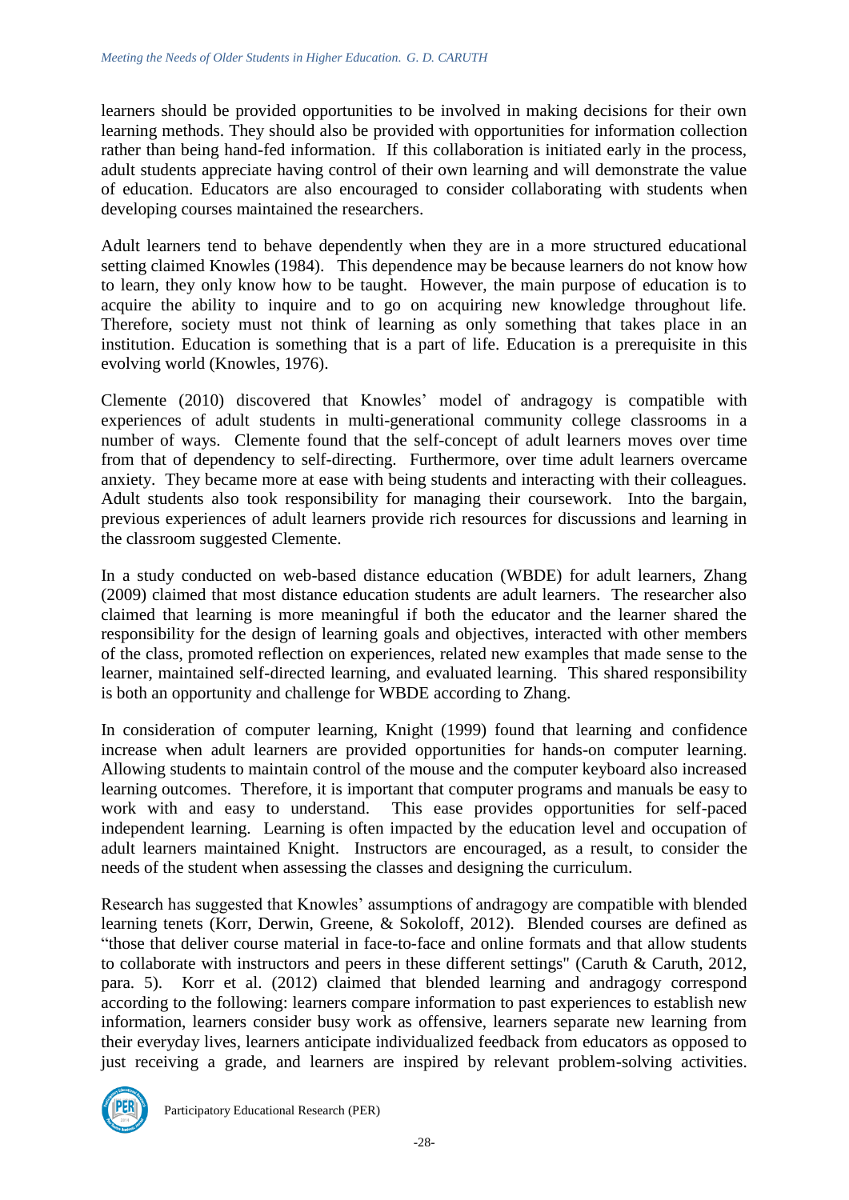learners should be provided opportunities to be involved in making decisions for their own learning methods. They should also be provided with opportunities for information collection rather than being hand-fed information. If this collaboration is initiated early in the process, adult students appreciate having control of their own learning and will demonstrate the value of education. Educators are also encouraged to consider collaborating with students when developing courses maintained the researchers.

Adult learners tend to behave dependently when they are in a more structured educational setting claimed Knowles (1984). This dependence may be because learners do not know how to learn, they only know how to be taught. However, the main purpose of education is to acquire the ability to inquire and to go on acquiring new knowledge throughout life. Therefore, society must not think of learning as only something that takes place in an institution. Education is something that is a part of life. Education is a prerequisite in this evolving world (Knowles, 1976).

Clemente (2010) discovered that Knowles' model of andragogy is compatible with experiences of adult students in multi-generational community college classrooms in a number of ways. Clemente found that the self-concept of adult learners moves over time from that of dependency to self-directing. Furthermore, over time adult learners overcame anxiety. They became more at ease with being students and interacting with their colleagues. Adult students also took responsibility for managing their coursework. Into the bargain, previous experiences of adult learners provide rich resources for discussions and learning in the classroom suggested Clemente.

In a study conducted on web-based distance education (WBDE) for adult learners, Zhang (2009) claimed that most distance education students are adult learners. The researcher also claimed that learning is more meaningful if both the educator and the learner shared the responsibility for the design of learning goals and objectives, interacted with other members of the class, promoted reflection on experiences, related new examples that made sense to the learner, maintained self-directed learning, and evaluated learning. This shared responsibility is both an opportunity and challenge for WBDE according to Zhang.

In consideration of computer learning, Knight (1999) found that learning and confidence increase when adult learners are provided opportunities for hands-on computer learning. Allowing students to maintain control of the mouse and the computer keyboard also increased learning outcomes. Therefore, it is important that computer programs and manuals be easy to work with and easy to understand. This ease provides opportunities for self-paced independent learning. Learning is often impacted by the education level and occupation of adult learners maintained Knight. Instructors are encouraged, as a result, to consider the needs of the student when assessing the classes and designing the curriculum.

Research has suggested that Knowles' assumptions of andragogy are compatible with blended learning tenets (Korr, Derwin, Greene, & Sokoloff, 2012). Blended courses are defined as "those that deliver course material in face-to-face and online formats and that allow students to collaborate with instructors and peers in these different settings" (Caruth & Caruth, 2012, para. 5). Korr et al. (2012) claimed that blended learning and andragogy correspond according to the following: learners compare information to past experiences to establish new information, learners consider busy work as offensive, learners separate new learning from their everyday lives, learners anticipate individualized feedback from educators as opposed to just receiving a grade, and learners are inspired by relevant problem-solving activities.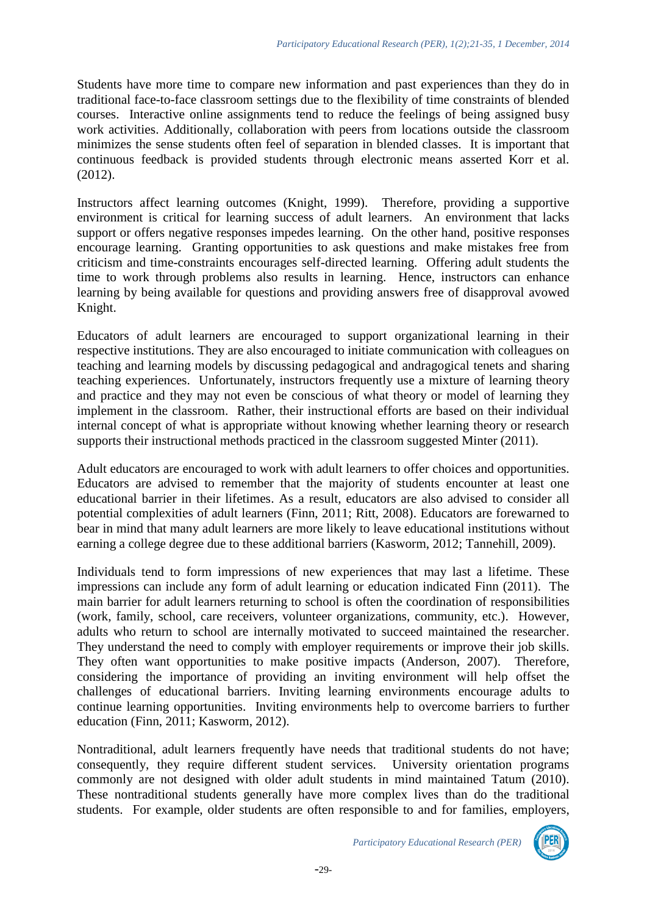Students have more time to compare new information and past experiences than they do in traditional face-to-face classroom settings due to the flexibility of time constraints of blended courses. Interactive online assignments tend to reduce the feelings of being assigned busy work activities. Additionally, collaboration with peers from locations outside the classroom minimizes the sense students often feel of separation in blended classes. It is important that continuous feedback is provided students through electronic means asserted Korr et al. (2012).

Instructors affect learning outcomes (Knight, 1999). Therefore, providing a supportive environment is critical for learning success of adult learners. An environment that lacks support or offers negative responses impedes learning. On the other hand, positive responses encourage learning. Granting opportunities to ask questions and make mistakes free from criticism and time-constraints encourages self-directed learning. Offering adult students the time to work through problems also results in learning. Hence, instructors can enhance learning by being available for questions and providing answers free of disapproval avowed Knight.

Educators of adult learners are encouraged to support organizational learning in their respective institutions. They are also encouraged to initiate communication with colleagues on teaching and learning models by discussing pedagogical and andragogical tenets and sharing teaching experiences. Unfortunately, instructors frequently use a mixture of learning theory and practice and they may not even be conscious of what theory or model of learning they implement in the classroom. Rather, their instructional efforts are based on their individual internal concept of what is appropriate without knowing whether learning theory or research supports their instructional methods practiced in the classroom suggested Minter (2011).

Adult educators are encouraged to work with adult learners to offer choices and opportunities. Educators are advised to remember that the majority of students encounter at least one educational barrier in their lifetimes. As a result, educators are also advised to consider all potential complexities of adult learners (Finn, 2011; Ritt, 2008). Educators are forewarned to bear in mind that many adult learners are more likely to leave educational institutions without earning a college degree due to these additional barriers (Kasworm, 2012; Tannehill, 2009).

Individuals tend to form impressions of new experiences that may last a lifetime. These impressions can include any form of adult learning or education indicated Finn (2011). The main barrier for adult learners returning to school is often the coordination of responsibilities (work, family, school, care receivers, volunteer organizations, community, etc.). However, adults who return to school are internally motivated to succeed maintained the researcher. They understand the need to comply with employer requirements or improve their job skills. They often want opportunities to make positive impacts (Anderson, 2007). Therefore, considering the importance of providing an inviting environment will help offset the challenges of educational barriers. Inviting learning environments encourage adults to continue learning opportunities. Inviting environments help to overcome barriers to further education (Finn, 2011; Kasworm, 2012).

Nontraditional, adult learners frequently have needs that traditional students do not have; consequently, they require different student services. University orientation programs commonly are not designed with older adult students in mind maintained Tatum (2010). These nontraditional students generally have more complex lives than do the traditional students. For example, older students are often responsible to and for families, employers,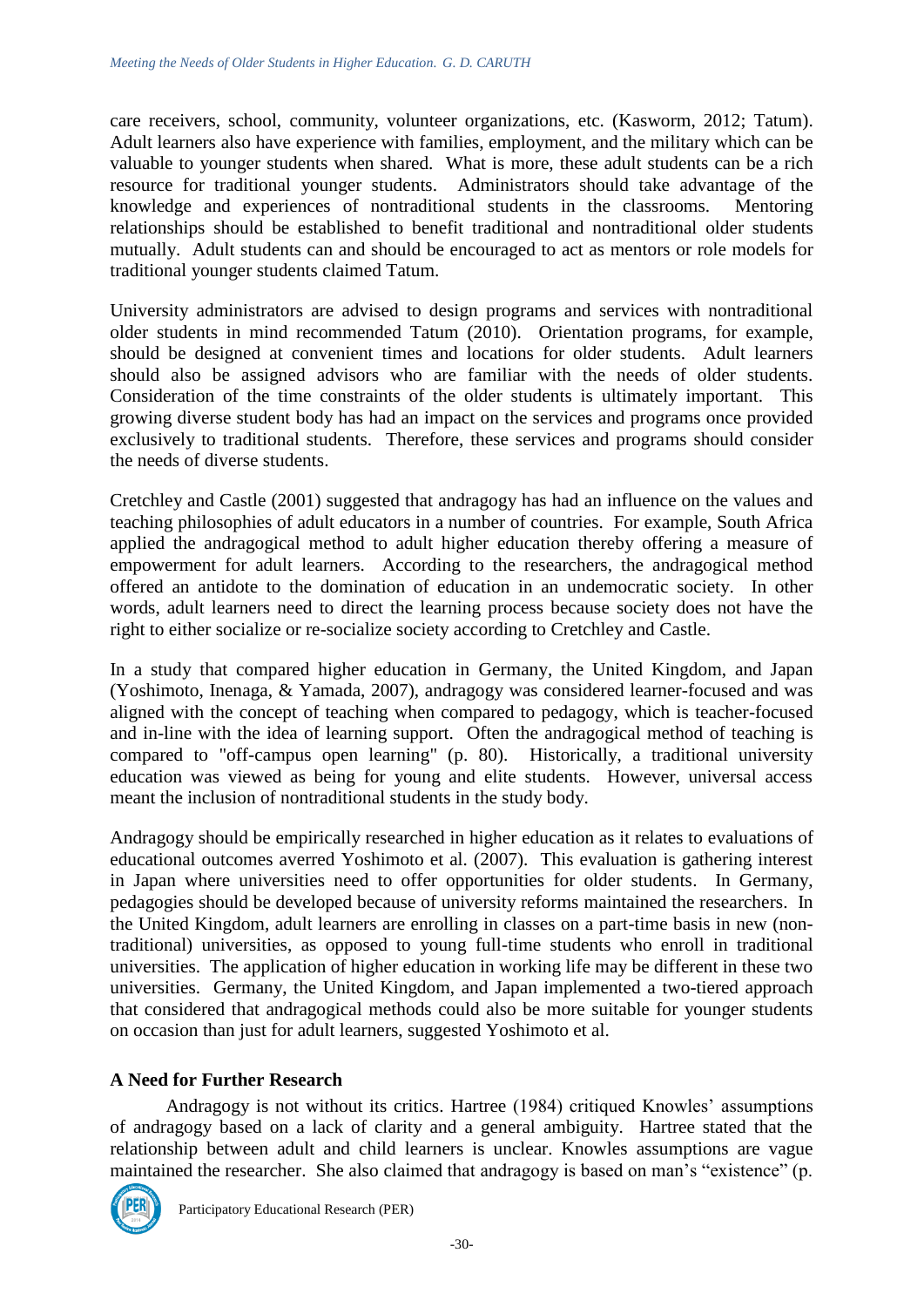care receivers, school, community, volunteer organizations, etc. (Kasworm, 2012; Tatum). Adult learners also have experience with families, employment, and the military which can be valuable to younger students when shared. What is more, these adult students can be a rich resource for traditional younger students. Administrators should take advantage of the knowledge and experiences of nontraditional students in the classrooms. Mentoring relationships should be established to benefit traditional and nontraditional older students mutually. Adult students can and should be encouraged to act as mentors or role models for traditional younger students claimed Tatum.

University administrators are advised to design programs and services with nontraditional older students in mind recommended Tatum (2010). Orientation programs, for example, should be designed at convenient times and locations for older students. Adult learners should also be assigned advisors who are familiar with the needs of older students. Consideration of the time constraints of the older students is ultimately important. This growing diverse student body has had an impact on the services and programs once provided exclusively to traditional students. Therefore, these services and programs should consider the needs of diverse students.

Cretchley and Castle (2001) suggested that andragogy has had an influence on the values and teaching philosophies of adult educators in a number of countries. For example, South Africa applied the andragogical method to adult higher education thereby offering a measure of empowerment for adult learners. According to the researchers, the andragogical method offered an antidote to the domination of education in an undemocratic society. In other words, adult learners need to direct the learning process because society does not have the right to either socialize or re-socialize society according to Cretchley and Castle.

In a study that compared higher education in Germany, the United Kingdom, and Japan (Yoshimoto, Inenaga, & Yamada, 2007), andragogy was considered learner-focused and was aligned with the concept of teaching when compared to pedagogy, which is teacher-focused and in-line with the idea of learning support. Often the andragogical method of teaching is compared to "off-campus open learning" (p. 80). Historically, a traditional university education was viewed as being for young and elite students. However, universal access meant the inclusion of nontraditional students in the study body.

Andragogy should be empirically researched in higher education as it relates to evaluations of educational outcomes averred Yoshimoto et al. (2007). This evaluation is gathering interest in Japan where universities need to offer opportunities for older students. In Germany, pedagogies should be developed because of university reforms maintained the researchers. In the United Kingdom, adult learners are enrolling in classes on a part-time basis in new (non-traditional) universities, as opposed to young full-time students who enroll in traditional universities. The application of higher education in working life may be different in these two universities. Germany, the United Kingdom, and Japan implemented a two-tiered approach that considered that andragogical methods could also be more suitable for younger students on occasion than just for adult learners, suggested Yoshimoto et al.

**A Need for Further Research**

Andragogy is not without its critics. Hartree (1984) critiqued Knowles' assumptions of andragogy based on a lack of clarity and a general ambiguity. Hartree stated that the relationship between adult and child learners is unclear. Knowles assumptions are vague maintained the researcher. She also claimed that andragogy is based on man's "existence" (p.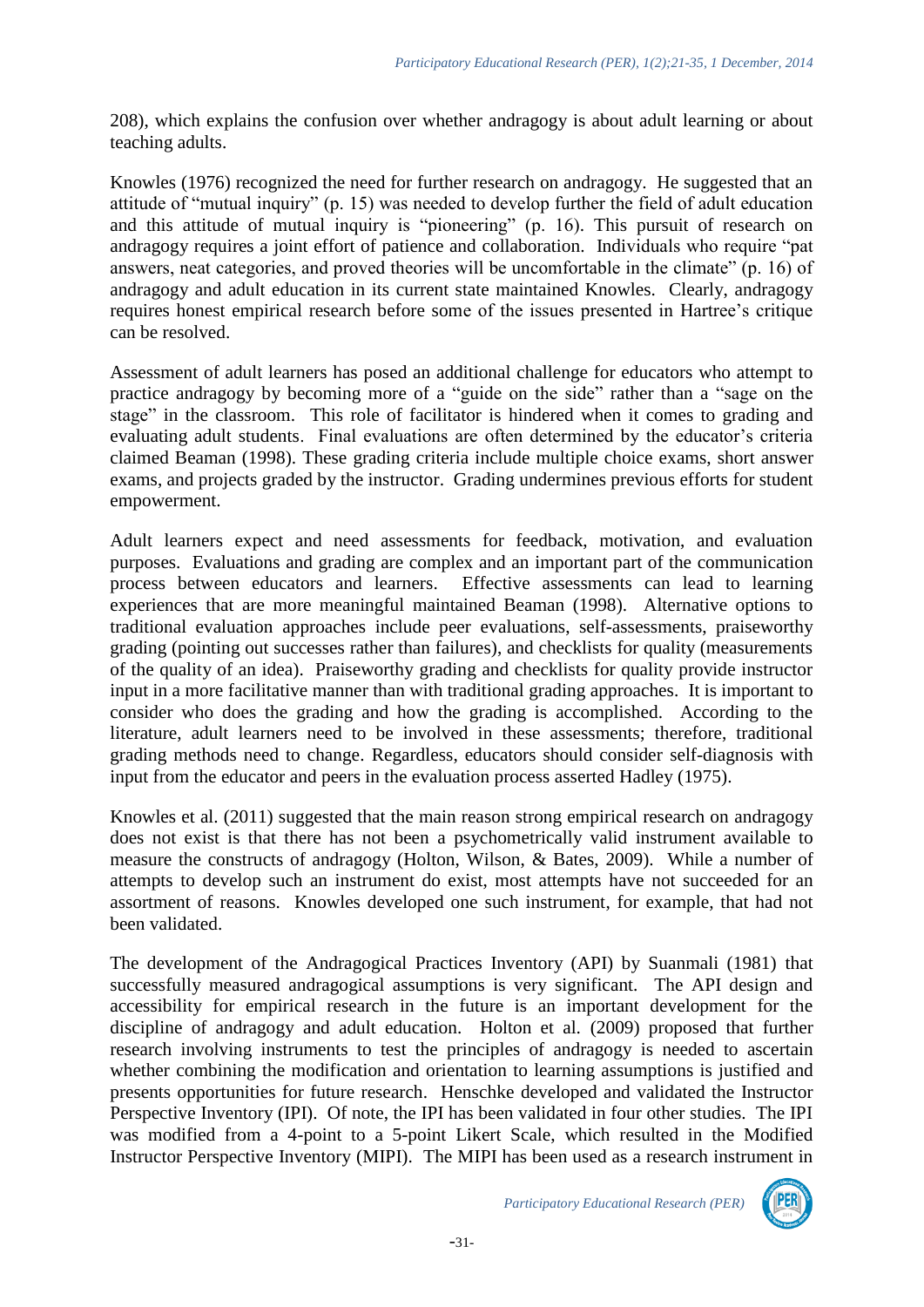208), which explains the confusion over whether andragogy is about adult learning or about teaching adults.

Knowles (1976) recognized the need for further research on andragogy. He suggested that an attitude of "mutual inquiry" (p. 15) was needed to develop further the field of adult education and this attitude of mutual inquiry is "pioneering" (p. 16). This pursuit of research on andragogy requires a joint effort of patience and collaboration. Individuals who require "pat answers, neat categories, and proved theories will be uncomfortable in the climate" (p. 16) of andragogy and adult education in its current state maintained Knowles. Clearly, andragogy requires honest empirical research before some of the issues presented in Hartree's critique can be resolved.

Assessment of adult learners has posed an additional challenge for educators who attempt to practice andragogy by becoming more of a "guide on the side" rather than a "sage on the stage" in the classroom. This role of facilitator is hindered when it comes to grading and evaluating adult students. Final evaluations are often determined by the educator's criteria claimed Beaman (1998). These grading criteria include multiple choice exams, short answer exams, and projects graded by the instructor. Grading undermines previous efforts for student empowerment.

Adult learners expect and need assessments for feedback, motivation, and evaluation purposes. Evaluations and grading are complex and an important part of the communication process between educators and learners. Effective assessments can lead to learning experiences that are more meaningful maintained Beaman (1998). Alternative options to traditional evaluation approaches include peer evaluations, self-assessments, praiseworthy grading (pointing out successes rather than failures), and checklists for quality (measurements of the quality of an idea). Praiseworthy grading and checklists for quality provide instructor input in a more facilitative manner than with traditional grading approaches. It is important to consider who does the grading and how the grading is accomplished. According to the literature, adult learners need to be involved in these assessments; therefore, traditional grading methods need to change. Regardless, educators should consider self-diagnosis with input from the educator and peers in the evaluation process asserted Hadley (1975).

Knowles et al. (2011) suggested that the main reason strong empirical research on andragogy does not exist is that there has not been a psychometrically valid instrument available to measure the constructs of andragogy (Holton, Wilson, & Bates, 2009). While a number of attempts to develop such an instrument do exist, most attempts have not succeeded for an assortment of reasons. Knowles developed one such instrument, for example, that had not been validated.

The development of the Andragogical Practices Inventory (API) by Suanmali (1981) that successfully measured andragogical assumptions is very significant. The API design and accessibility for empirical research in the future is an important development for the discipline of andragogy and adult education. Holton et al. (2009) proposed that further research involving instruments to test the principles of andragogy is needed to ascertain whether combining the modification and orientation to learning assumptions is justified and presents opportunities for future research. Henschke developed and validated the Instructor Perspective Inventory (IPI). Of note, the IPI has been validated in four other studies. The IPI was modified from a 4-point to a 5-point Likert Scale, which resulted in the Modified Instructor Perspective Inventory (MIPI). The MIPI has been used as a research instrument in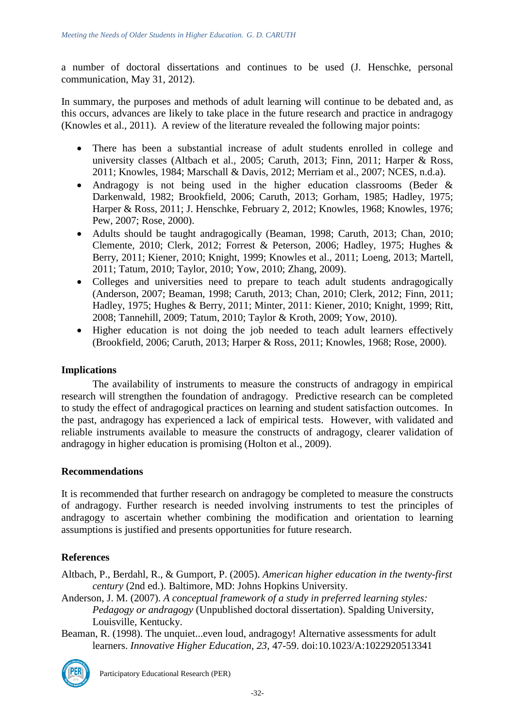a number of doctoral dissertations and continues to be used (J. Henschke, personal communication, May 31, 2012).

In summary, the purposes and methods of adult learning will continue to be debated and, as this occurs, advances are likely to take place in the future research and practice in andragogy (Knowles et al., 2011). A review of the literature revealed the following major points:

- There has been a substantial increase of adult students enrolled in college and university classes (Altbach et al., 2005; Caruth, 2013; Finn, 2011; Harper & Ross, 2011; Knowles, 1984; Marschall & Davis, 2012; Merriam et al., 2007; NCES, n.d.a).
- Andragogy is not being used in the higher education classrooms (Beder & Darkenwald, 1982; Brookfield, 2006; Caruth, 2013; Gorham, 1985; Hadley, 1975; Harper & Ross, 2011; J. Henschke, February 2, 2012; Knowles, 1968; Knowles, 1976; Pew, 2007; Rose, 2000).
- Adults should be taught andragogically (Beaman, 1998; Caruth, 2013; Chan, 2010; Clemente, 2010; Clerk, 2012; Forrest & Peterson, 2006; Hadley, 1975; Hughes & Berry, 2011; Kiener, 2010; Knight, 1999; Knowles et al., 2011; Loeng, 2013; Martell, 2011; Tatum, 2010; Taylor, 2010; Yow, 2010; Zhang, 2009).
- Colleges and universities need to prepare to teach adult students andragogically (Anderson, 2007; Beaman, 1998; Caruth, 2013; Chan, 2010; Clerk, 2012; Finn, 2011; Hadley, 1975; Hughes & Berry, 2011; Minter, 2011: Kiener, 2010; Knight, 1999; Ritt, 2008; Tannehill, 2009; Tatum, 2010; Taylor & Kroth, 2009; Yow, 2010).
- Higher education is not doing the job needed to teach adult learners effectively (Brookfield, 2006; Caruth, 2013; Harper & Ross, 2011; Knowles, 1968; Rose, 2000).

**Implications**

The availability of instruments to measure the constructs of andragogy in empirical research will strengthen the foundation of andragogy. Predictive research can be completed to study the effect of andragogical practices on learning and student satisfaction outcomes. In the past, andragogy has experienced a lack of empirical tests. However, with validated and reliable instruments available to measure the constructs of andragogy, clearer validation of andragogy in higher education is promising (Holton et al., 2009).

**Recommendations**

It is recommended that further research on andragogy be completed to measure the constructs of andragogy. Further research is needed involving instruments to test the principles of andragogy to ascertain whether combining the modification and orientation to learning assumptions is justified and presents opportunities for future research.

**References**

Altbach, P., Berdahl, R., & Gumport, P. (2005). *American higher education in the twenty-first century* (2nd ed.). Baltimore, MD: Johns Hopkins University.

Anderson, J. M. (2007). *A conceptual framework of a study in preferred learning styles: Pedagogy or andragogy* (Unpublished doctoral dissertation). Spalding University, Louisville, Kentucky.

Beaman, R. (1998). The unquiet...even loud, andragogy! Alternative assessments for adult learners. *Innovative Higher Education, 23*, 47-59. doi:10.1023/A:1022920513341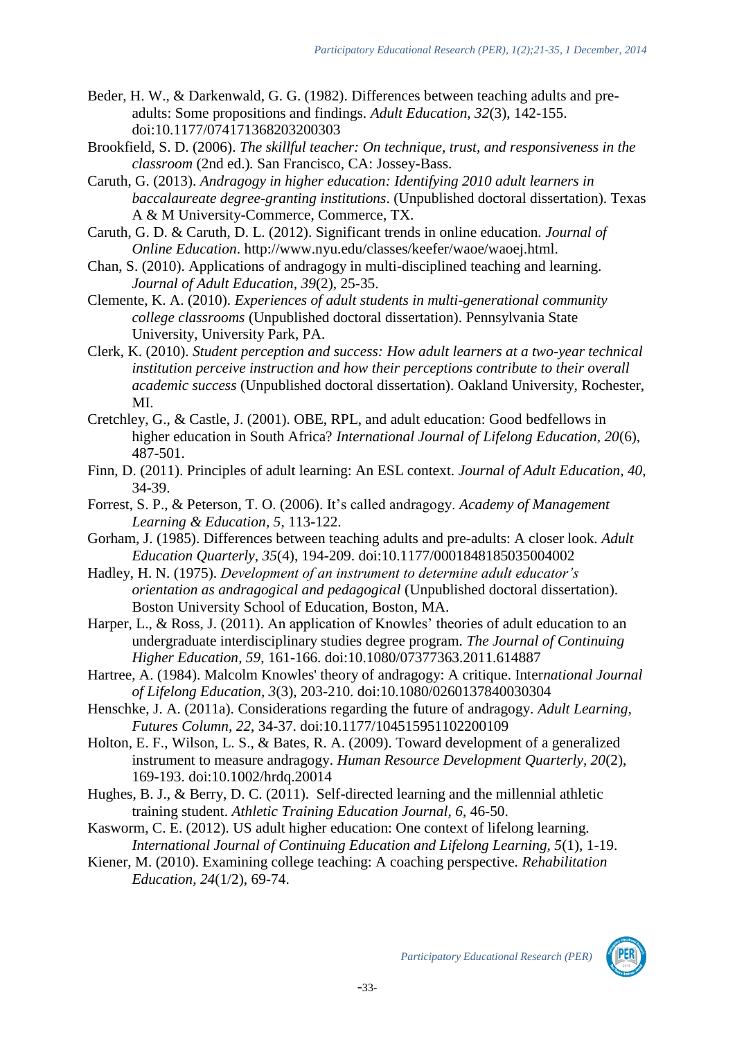Beder, H. W., & Darkenwald, G. G. (1982). Differences between teaching adults and pre-adults: Some propositions and findings. *Adult Education, 32*(3), 142-155. doi:10.1177/074171368203200303

Brookfield, S. D. (2006). *The skillful teacher: On technique, trust, and responsiveness in the classroom* (2nd ed.). San Francisco, CA: Jossey-Bass.

Caruth, G. (2013). *Andragogy in higher education: Identifying 2010 adult learners in baccalaureate degree-granting institutions*. (Unpublished doctoral dissertation). Texas A & M University-Commerce, Commerce, TX.

Caruth, G. D. & Caruth, D. L. (2012). Significant trends in online education. *Journal of Online Education*. http://www.nyu.edu/classes/keefer/waoe/waoej.html.

Chan, S. (2010). Applications of andragogy in multi-disciplined teaching and learning. *Journal of Adult Education, 39*(2), 25-35.

Clemente, K. A. (2010). *Experiences of adult students in multi-generational community college classrooms* (Unpublished doctoral dissertation). Pennsylvania State University, University Park, PA.

Clerk, K. (2010). *Student perception and success: How adult learners at a two-year technical institution perceive instruction and how their perceptions contribute to their overall academic success* (Unpublished doctoral dissertation). Oakland University, Rochester, MI.

Cretchley, G., & Castle, J. (2001). OBE, RPL, and adult education: Good bedfellows in higher education in South Africa? *International Journal of Lifelong Education, 20*(6), 487-501.

Finn, D. (2011). Principles of adult learning: An ESL context. *Journal of Adult Education, 40*, 34-39.

Forrest, S. P., & Peterson, T. O. (2006). It's called andragogy. *Academy of Management Learning & Education, 5*, 113-122.

Gorham, J. (1985). Differences between teaching adults and pre-adults: A closer look. *Adult Education Quarterly, 35*(4), 194-209. doi:10.1177/0001848185035004002

Hadley, H. N. (1975). *Development of an instrument to determine adult educator's orientation as andragogical and pedagogical* (Unpublished doctoral dissertation). Boston University School of Education, Boston, MA.

Harper, L., & Ross, J. (2011). An application of Knowles' theories of adult education to an undergraduate interdisciplinary studies degree program. *The Journal of Continuing Higher Education, 59*, 161-166. doi:10.1080/07377363.2011.614887

Hartree, A. (1984). Malcolm Knowles' theory of andragogy: A critique. *International Journal of Lifelong Education, 3*(3), 203-210. doi:10.1080/0260137840030304

Henschke, J. A. (2011a). Considerations regarding the future of andragogy. *Adult Learning, Futures Column, 22*, 34-37. doi:10.1177/104515951102200109

Holton, E. F., Wilson, L. S., & Bates, R. A. (2009). Toward development of a generalized instrument to measure andragogy. *Human Resource Development Quarterly, 20*(2), 169-193. doi:10.1002/hrdq.20014

Hughes, B. J., & Berry, D. C. (2011). Self-directed learning and the millennial athletic training student. *Athletic Training Education Journal, 6*, 46-50.

Kasworm, C. E. (2012). US adult higher education: One context of lifelong learning. *International Journal of Continuing Education and Lifelong Learning, 5*(1), 1-19.

Kiener, M. (2010). Examining college teaching: A coaching perspective. *Rehabilitation Education, 24*(1/2), 69-74.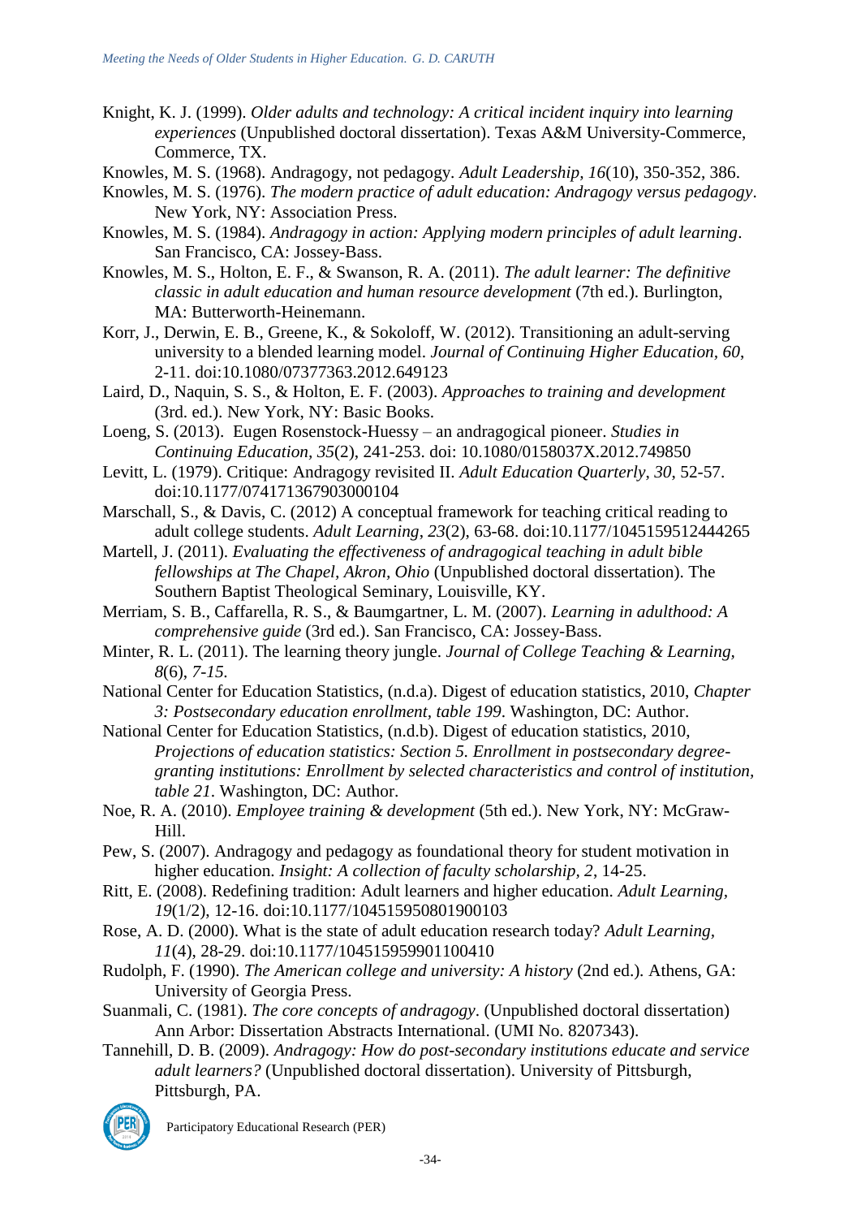Knight, K. J. (1999). *Older adults and technology: A critical incident inquiry into learning experiences* (Unpublished doctoral dissertation). Texas A&M University-Commerce, Commerce, TX.

Knowles, M. S. (1968). Andragogy, not pedagogy. *Adult Leadership*, *16*(10), 350-352, 386.

Knowles, M. S. (1976). *The modern practice of adult education: Andragogy versus pedagogy*. New York, NY: Association Press.

Knowles, M. S. (1984). *Andragogy in action: Applying modern principles of adult learning*. San Francisco, CA: Jossey-Bass.

Knowles, M. S., Holton, E. F., & Swanson, R. A. (2011). *The adult learner: The definitive classic in adult education and human resource development* (7th ed.). Burlington, MA: Butterworth-Heinemann.

Korr, J., Derwin, E. B., Greene, K., & Sokoloff, W. (2012). Transitioning an adult-serving university to a blended learning model. *Journal of Continuing Higher Education, 60*, 2-11. doi:10.1080/07377363.2012.649123

Laird, D., Naquin, S. S., & Holton, E. F. (2003). *Approaches to training and development* (3rd. ed.). New York, NY: Basic Books.

Loeng, S. (2013). Eugen Rosenstock-Huessy – an andragogical pioneer. *Studies in Continuing Education*, *35*(2), 241-253. doi: 10.1080/0158037X.2012.749850

Levitt, L. (1979). Critique: Andragogy revisited II. *Adult Education Quarterly, 30*, 52-57. doi:10.1177/074171367903000104

Marschall, S., & Davis, C. (2012) A conceptual framework for teaching critical reading to adult college students. *Adult Learning*, *23*(2), 63-68. doi:10.1177/1045159512444265

Martell, J. (2011). *Evaluating the effectiveness of andragogical teaching in adult bible fellowships at The Chapel, Akron, Ohio* (Unpublished doctoral dissertation). The Southern Baptist Theological Seminary, Louisville, KY.

Merriam, S. B., Caffarella, R. S., & Baumgartner, L. M. (2007). *Learning in adulthood: A comprehensive guide* (3rd ed.). San Francisco, CA: Jossey-Bass.

Minter, R. L. (2011). The learning theory jungle. *Journal of College Teaching & Learning, 8*(6), *7-15.*

National Center for Education Statistics, (n.d.a). Digest of education statistics, 2010, *Chapter 3: Postsecondary education enrollment, table 199*. Washington, DC: Author.

National Center for Education Statistics, (n.d.b). Digest of education statistics, 2010, *Projections of education statistics: Section 5. Enrollment in postsecondary degree-granting institutions: Enrollment by selected characteristics and control of institution, table 21*. Washington, DC: Author.

Noe, R. A. (2010). *Employee training & development* (5th ed.). New York, NY: McGraw-Hill.

Pew, S. (2007). Andragogy and pedagogy as foundational theory for student motivation in higher education. *Insight: A collection of faculty scholarship*, *2*, 14-25.

Ritt, E. (2008). Redefining tradition: Adult learners and higher education. *Adult Learning, 19*(1/2), 12-16. doi:10.1177/104515950801900103

Rose, A. D. (2000). What is the state of adult education research today? *Adult Learning, 11*(4), 28-29. doi:10.1177/104515959901100410

Rudolph, F. (1990). *The American college and university: A history* (2nd ed.). Athens, GA: University of Georgia Press.

Suanmali, C. (1981). *The core concepts of andragogy*. (Unpublished doctoral dissertation) Ann Arbor: Dissertation Abstracts International. (UMI No. 8207343).

Tannehill, D. B. (2009). *Andragogy: How do post-secondary institutions educate and service adult learners?* (Unpublished doctoral dissertation). University of Pittsburgh, Pittsburgh, PA.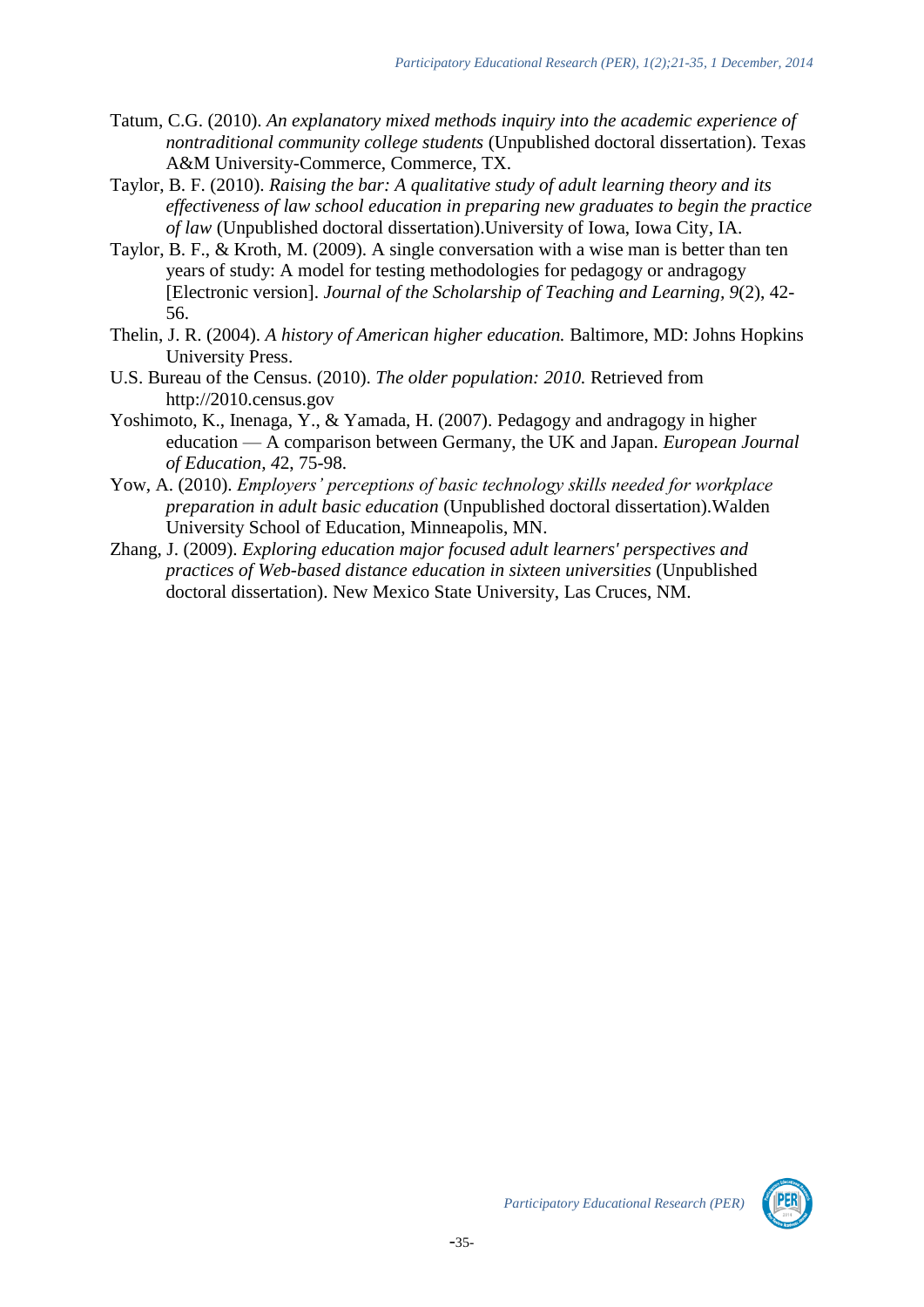Tatum, C.G. (2010). *An explanatory mixed methods inquiry into the academic experience of nontraditional community college students* (Unpublished doctoral dissertation). Texas A&M University-Commerce, Commerce, TX.

Taylor, B. F. (2010). *Raising the bar: A qualitative study of adult learning theory and its effectiveness of law school education in preparing new graduates to begin the practice of law* (Unpublished doctoral dissertation).University of Iowa, Iowa City, IA.

Taylor, B. F., & Kroth, M. (2009). A single conversation with a wise man is better than ten years of study: A model for testing methodologies for pedagogy or andragogy [Electronic version]. *Journal of the Scholarship of Teaching and Learning, 9*(2), 42-56.

Thelin, J. R. (2004). *A history of American higher education.* Baltimore, MD: Johns Hopkins University Press.

U.S. Bureau of the Census. (2010). *The older population: 2010.* Retrieved from http://2010.census.gov

Yoshimoto, K., Inenaga, Y., & Yamada, H. (2007). Pedagogy and andragogy in higher education — A comparison between Germany, the UK and Japan. *European Journal of Education, 4*2, 75-98.

Yow, A. (2010). *Employers' perceptions of basic technology skills needed for workplace preparation in adult basic education* (Unpublished doctoral dissertation).Walden University School of Education, Minneapolis, MN.

Zhang, J. (2009). *Exploring education major focused adult learners' perspectives and practices of Web-based distance education in sixteen universities* (Unpublished doctoral dissertation). New Mexico State University, Las Cruces, NM.